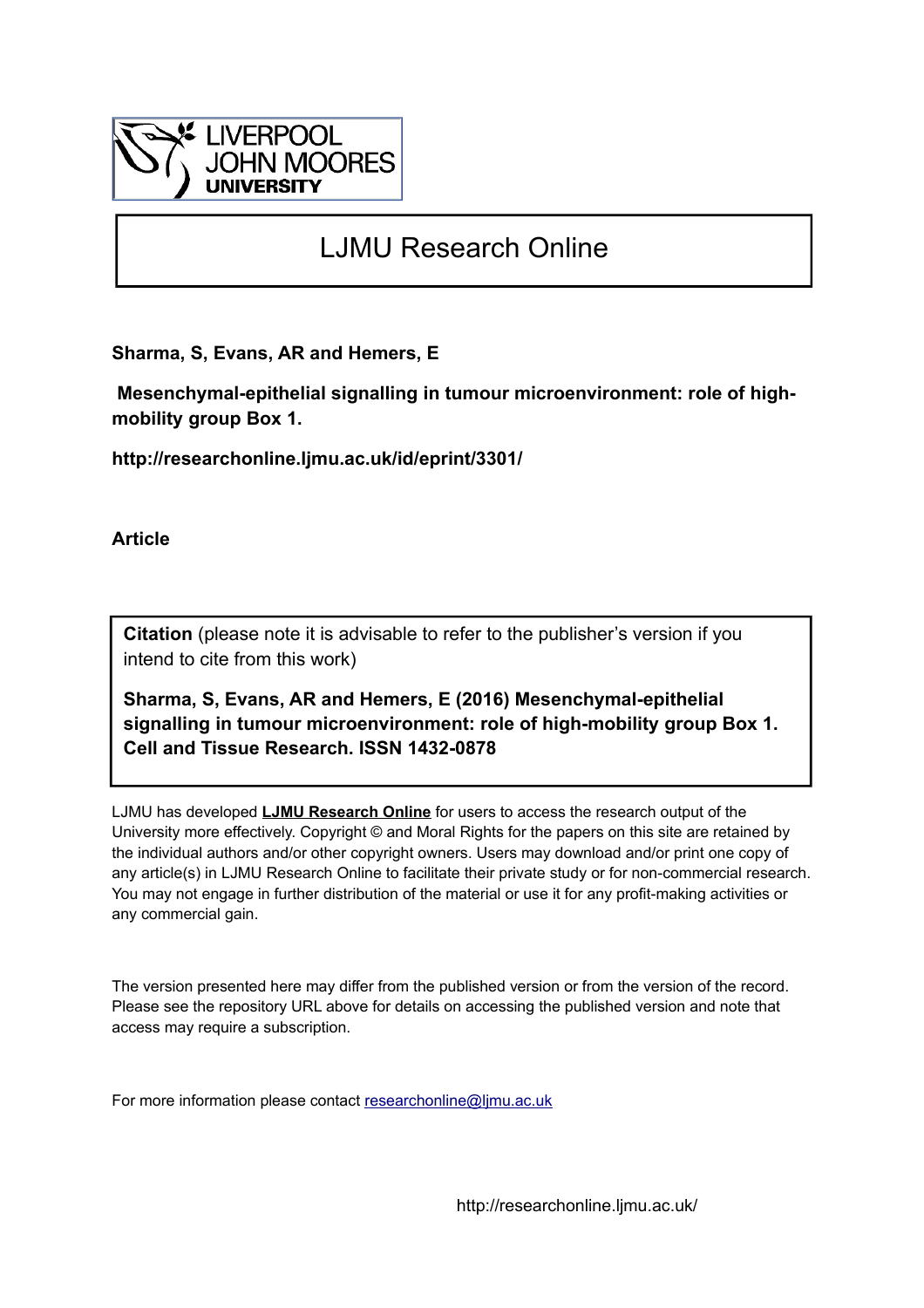LIVERPOOL JOHN MOORES UNIVERSITY

# LJMU Research Online

**Sharma, S, Evans, AR and Hemers, E**

**Mesenchymal-epithelial signalling in tumour microenvironment: role of high-mobility group Box 1.**

**http://researchonline.ljmu.ac.uk/id/eprint/3301/**

**Article**

**Citation** (please note it is advisable to refer to the publisher's version if you intend to cite from this work)

**Sharma, S, Evans, AR and Hemers, E (2016) Mesenchymal-epithelial signalling in tumour microenvironment: role of high-mobility group Box 1. Cell and Tissue Research. ISSN 1432-0878**

LJMU has developed **LJMU Research Online** for users to access the research output of the University more effectively. Copyright © and Moral Rights for the papers on this site are retained by the individual authors and/or other copyright owners. Users may download and/or print one copy of any article(s) in LJMU Research Online to facilitate their private study or for non-commercial research. You may not engage in further distribution of the material or use it for any profit-making activities or any commercial gain.

The version presented here may differ from the published version or from the version of the record. Please see the repository URL above for details on accessing the published version and note that access may require a subscription.

For more information please contact researchonline@ljmu.ac.uk

http://researchonline.ljmu.ac.uk/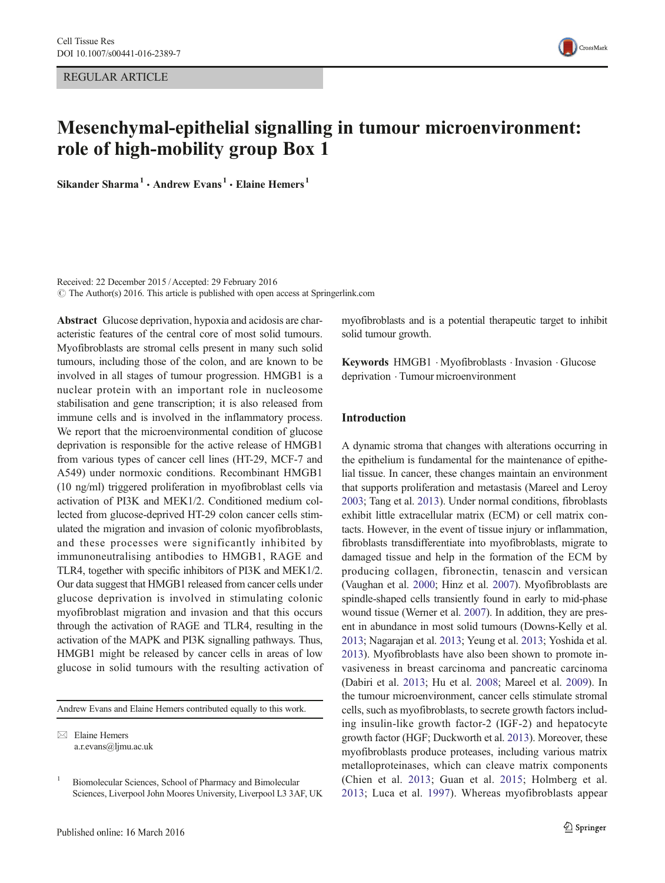REGULAR ARTICLE

# Mesenchymal-epithelial signalling in tumour microenvironment: role of high-mobility group Box 1

Sikander Sharma[1] · Andrew Evans[1] · Elaine Hemers[1]

Received: 22 December 2015 / Accepted: 29 February 2016
© The Author(s) 2016. This article is published with open access at Springerlink.com

**Abstract** Glucose deprivation, hypoxia and acidosis are characteristic features of the central core of most solid tumours. Myofibroblasts are stromal cells present in many such solid tumours, including those of the colon, and are known to be involved in all stages of tumour progression. HMGB1 is a nuclear protein with an important role in nucleosome stabilisation and gene transcription; it is also released from immune cells and is involved in the inflammatory process. We report that the microenvironmental condition of glucose deprivation is responsible for the active release of HMGB1 from various types of cancer cell lines (HT-29, MCF-7 and A549) under normoxic conditions. Recombinant HMGB1 (10 ng/ml) triggered proliferation in myofibroblast cells via activation of PI3K and MEK1/2. Conditioned medium collected from glucose-deprived HT-29 colon cancer cells stimulated the migration and invasion of colonic myofibroblasts, and these processes were significantly inhibited by immunoneutralising antibodies to HMGB1, RAGE and TLR4, together with specific inhibitors of PI3K and MEK1/2. Our data suggest that HMGB1 released from cancer cells under glucose deprivation is involved in stimulating colonic myofibroblast migration and invasion and that this occurs through the activation of RAGE and TLR4, resulting in the activation of the MAPK and PI3K signalling pathways. Thus, HMGB1 might be released by cancer cells in areas of low glucose in solid tumours with the resulting activation of myofibroblasts and is a potential therapeutic target to inhibit solid tumour growth.

**Keywords** HMGB1 · Myofibroblasts · Invasion · Glucose deprivation · Tumour microenvironment

Andrew Evans and Elaine Hemers contributed equally to this work.

✉ Elaine Hemers
a.r.evans@ljmu.ac.uk

[1] Biomolecular Sciences, School of Pharmacy and Bimolecular Sciences, Liverpool John Moores University, Liverpool L3 3AF, UK

## Introduction

A dynamic stroma that changes with alterations occurring in the epithelium is fundamental for the maintenance of epithelial tissue. In cancer, these changes maintain an environment that supports proliferation and metastasis (Mareel and Leroy 2003; Tang et al. 2013). Under normal conditions, fibroblasts exhibit little extracellular matrix (ECM) or cell matrix contacts. However, in the event of tissue injury or inflammation, fibroblasts transdifferentiate into myofibroblasts, migrate to damaged tissue and help in the formation of the ECM by producing collagen, fibronectin, tenascin and versican (Vaughan et al. 2000; Hinz et al. 2007). Myofibroblasts are spindle-shaped cells transiently found in early to mid-phase wound tissue (Werner et al. 2007). In addition, they are present in abundance in most solid tumours (Downs-Kelly et al. 2013; Nagarajan et al. 2013; Yeung et al. 2013; Yoshida et al. 2013). Myofibroblasts have also been shown to promote invasiveness in breast carcinoma and pancreatic carcinoma (Dabiri et al. 2013; Hu et al. 2008; Mareel et al. 2009). In the tumour microenvironment, cancer cells stimulate stromal cells, such as myofibroblasts, to secrete growth factors including insulin-like growth factor-2 (IGF-2) and hepatocyte growth factor (HGF; Duckworth et al. 2013). Moreover, these myofibroblasts produce proteases, including various matrix metalloproteinases, which can cleave matrix components (Chien et al. 2013; Guan et al. 2015; Holmberg et al. 2013; Luca et al. 1997). Whereas myofibroblasts appear

Published online: 16 March 2016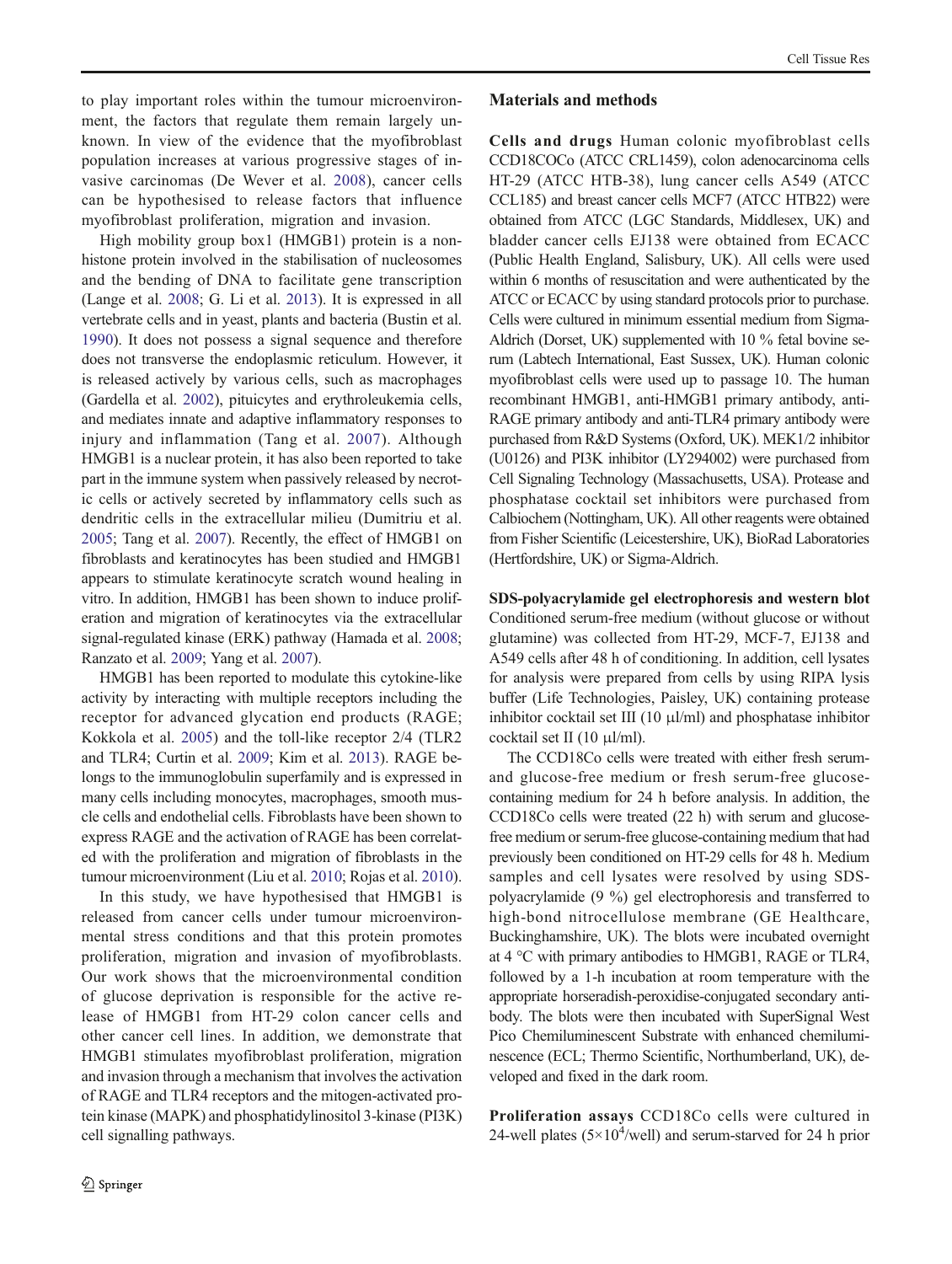to play important roles within the tumour microenvironment, the factors that regulate them remain largely unknown. In view of the evidence that the myofibroblast population increases at various progressive stages of invasive carcinomas (De Wever et al. 2008), cancer cells can be hypothesised to release factors that influence myofibroblast proliferation, migration and invasion.

High mobility group box1 (HMGB1) protein is a non-histone protein involved in the stabilisation of nucleosomes and the bending of DNA to facilitate gene transcription (Lange et al. 2008; G. Li et al. 2013). It is expressed in all vertebrate cells and in yeast, plants and bacteria (Bustin et al. 1990). It does not possess a signal sequence and therefore does not transverse the endoplasmic reticulum. However, it is released actively by various cells, such as macrophages (Gardella et al. 2002), pituicytes and erythroleukemia cells, and mediates innate and adaptive inflammatory responses to injury and inflammation (Tang et al. 2007). Although HMGB1 is a nuclear protein, it has also been reported to take part in the immune system when passively released by necrotic cells or actively secreted by inflammatory cells such as dendritic cells in the extracellular milieu (Dumitriu et al. 2005; Tang et al. 2007). Recently, the effect of HMGB1 on fibroblasts and keratinocytes has been studied and HMGB1 appears to stimulate keratinocyte scratch wound healing in vitro. In addition, HMGB1 has been shown to induce proliferation and migration of keratinocytes via the extracellular signal-regulated kinase (ERK) pathway (Hamada et al. 2008; Ranzato et al. 2009; Yang et al. 2007).

HMGB1 has been reported to modulate this cytokine-like activity by interacting with multiple receptors including the receptor for advanced glycation end products (RAGE; Kokkola et al. 2005) and the toll-like receptor 2/4 (TLR2 and TLR4; Curtin et al. 2009; Kim et al. 2013). RAGE belongs to the immunoglobulin superfamily and is expressed in many cells including monocytes, macrophages, smooth muscle cells and endothelial cells. Fibroblasts have been shown to express RAGE and the activation of RAGE has been correlated with the proliferation and migration of fibroblasts in the tumour microenvironment (Liu et al. 2010; Rojas et al. 2010).

In this study, we have hypothesised that HMGB1 is released from cancer cells under tumour microenvironmental stress conditions and that this protein promotes proliferation, migration and invasion of myofibroblasts. Our work shows that the microenvironmental condition of glucose deprivation is responsible for the active release of HMGB1 from HT-29 colon cancer cells and other cancer cell lines. In addition, we demonstrate that HMGB1 stimulates myofibroblast proliferation, migration and invasion through a mechanism that involves the activation of RAGE and TLR4 receptors and the mitogen-activated protein kinase (MAPK) and phosphatidylinositol 3-kinase (PI3K) cell signalling pathways.

## Materials and methods

**Cells and drugs** Human colonic myofibroblast cells CCD18COCo (ATCC CRL1459), colon adenocarcinoma cells HT-29 (ATCC HTB-38), lung cancer cells A549 (ATCC CCL185) and breast cancer cells MCF7 (ATCC HTB22) were obtained from ATCC (LGC Standards, Middlesex, UK) and bladder cancer cells EJ138 were obtained from ECACC (Public Health England, Salisbury, UK). All cells were used within 6 months of resuscitation and were authenticated by the ATCC or ECACC by using standard protocols prior to purchase. Cells were cultured in minimum essential medium from Sigma-Aldrich (Dorset, UK) supplemented with 10 % fetal bovine serum (Labtech International, East Sussex, UK). Human colonic myofibroblast cells were used up to passage 10. The human recombinant HMGB1, anti-HMGB1 primary antibody, anti-RAGE primary antibody and anti-TLR4 primary antibody were purchased from R&D Systems (Oxford, UK). MEK1/2 inhibitor (U0126) and PI3K inhibitor (LY294002) were purchased from Cell Signaling Technology (Massachusetts, USA). Protease and phosphatase cocktail set inhibitors were purchased from Calbiochem (Nottingham, UK). All other reagents were obtained from Fisher Scientific (Leicestershire, UK), BioRad Laboratories (Hertfordshire, UK) or Sigma-Aldrich.

**SDS-polyacrylamide gel electrophoresis and western blot** Conditioned serum-free medium (without glucose or without glutamine) was collected from HT-29, MCF-7, EJ138 and A549 cells after 48 h of conditioning. In addition, cell lysates for analysis were prepared from cells by using RIPA lysis buffer (Life Technologies, Paisley, UK) containing protease inhibitor cocktail set III (10 μl/ml) and phosphatase inhibitor cocktail set II (10 μl/ml).

The CCD18Co cells were treated with either fresh serum- and glucose-free medium or fresh serum-free glucose-containing medium for 24 h before analysis. In addition, the CCD18Co cells were treated (22 h) with serum and glucose-free medium or serum-free glucose-containing medium that had previously been conditioned on HT-29 cells for 48 h. Medium samples and cell lysates were resolved by using SDS-polyacrylamide (9 %) gel electrophoresis and transferred to high-bond nitrocellulose membrane (GE Healthcare, Buckinghamshire, UK). The blots were incubated overnight at 4 °C with primary antibodies to HMGB1, RAGE or TLR4, followed by a 1-h incubation at room temperature with the appropriate horseradish-peroxidise-conjugated secondary antibody. The blots were then incubated with SuperSignal West Pico Chemiluminescent Substrate with enhanced chemiluminescence (ECL; Thermo Scientific, Northumberland, UK), developed and fixed in the dark room.

**Proliferation assays** CCD18Co cells were cultured in 24-well plates ($5\times10^4$/well) and serum-starved for 24 h prior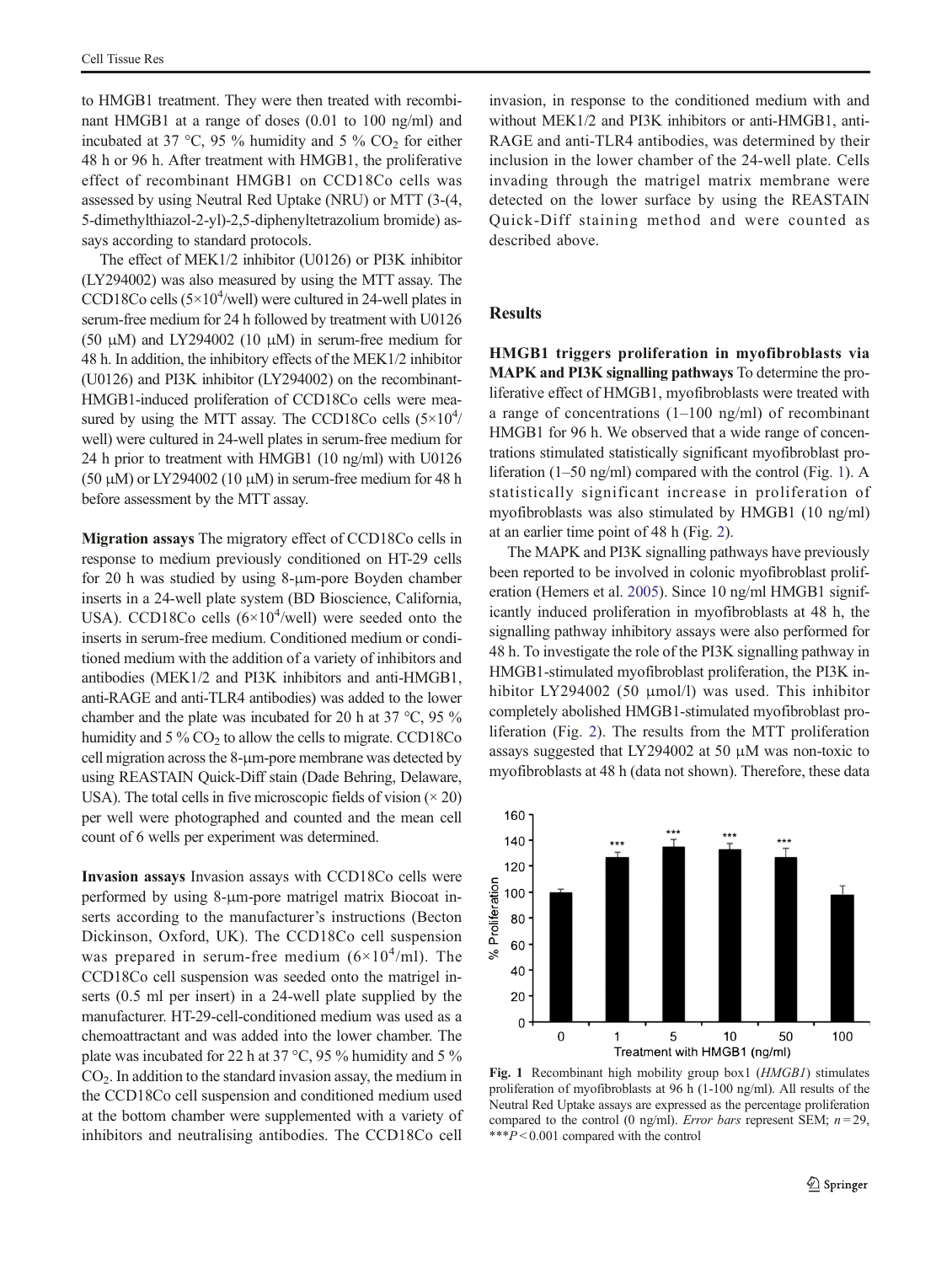to HMGB1 treatment. They were then treated with recombinant HMGB1 at a range of doses (0.01 to 100 ng/ml) and incubated at 37 °C, 95 % humidity and 5 % $CO_2$ for either 48 h or 96 h. After treatment with HMGB1, the proliferative effect of recombinant HMGB1 on CCD18Co cells was assessed by using Neutral Red Uptake (NRU) or MTT (3-(4, 5-dimethylthiazol-2-yl)-2,5-diphenyltetrazolium bromide) assays according to standard protocols.

The effect of MEK1/2 inhibitor (U0126) or PI3K inhibitor (LY294002) was also measured by using the MTT assay. The CCD18Co cells ($5\times10^4$/well) were cultured in 24-well plates in serum-free medium for 24 h followed by treatment with U0126 (50 μM) and LY294002 (10 μM) in serum-free medium for 48 h. In addition, the inhibitory effects of the MEK1/2 inhibitor (U0126) and PI3K inhibitor (LY294002) on the recombinant-HMGB1-induced proliferation of CCD18Co cells were measured by using the MTT assay. The CCD18Co cells ($5\times10^4$/well) were cultured in 24-well plates in serum-free medium for 24 h prior to treatment with HMGB1 (10 ng/ml) with U0126 (50 μM) or LY294002 (10 μM) in serum-free medium for 48 h before assessment by the MTT assay.

**Migration assays** The migratory effect of CCD18Co cells in response to medium previously conditioned on HT-29 cells for 20 h was studied by using 8-μm-pore Boyden chamber inserts in a 24-well plate system (BD Bioscience, California, USA). CCD18Co cells ($6\times10^4$/well) were seeded onto the inserts in serum-free medium. Conditioned medium or conditioned medium with the addition of a variety of inhibitors and antibodies (MEK1/2 and PI3K inhibitors and anti-HMGB1, anti-RAGE and anti-TLR4 antibodies) was added to the lower chamber and the plate was incubated for 20 h at 37 °C, 95 % humidity and 5 % $CO_2$ to allow the cells to migrate. CCD18Co cell migration across the 8-μm-pore membrane was detected by using REASTAIN Quick-Diff stain (Dade Behring, Delaware, USA). The total cells in five microscopic fields of vision (× 20) per well were photographed and counted and the mean cell count of 6 wells per experiment was determined.

**Invasion assays** Invasion assays with CCD18Co cells were performed by using 8-μm-pore matrigel matrix Biocoat inserts according to the manufacturer's instructions (Becton Dickinson, Oxford, UK). The CCD18Co cell suspension was prepared in serum-free medium ($6\times10^4$/ml). The CCD18Co cell suspension was seeded onto the matrigel inserts (0.5 ml per insert) in a 24-well plate supplied by the manufacturer. HT-29-cell-conditioned medium was used as a chemoattractant and was added into the lower chamber. The plate was incubated for 22 h at 37 °C, 95 % humidity and 5 % $CO_2$. In addition to the standard invasion assay, the medium in the CCD18Co cell suspension and conditioned medium used at the bottom chamber were supplemented with a variety of inhibitors and neutralising antibodies. The CCD18Co cell invasion, in response to the conditioned medium with and without MEK1/2 and PI3K inhibitors or anti-HMGB1, anti-RAGE and anti-TLR4 antibodies, was determined by their inclusion in the lower chamber of the 24-well plate. Cells invading through the matrigel matrix membrane were detected on the lower surface by using the REASTAIN Quick-Diff staining method and were counted as described above.

## Results

**HMGB1 triggers proliferation in myofibroblasts via MAPK and PI3K signalling pathways** To determine the proliferative effect of HMGB1, myofibroblasts were treated with a range of concentrations (1–100 ng/ml) of recombinant HMGB1 for 96 h. We observed that a wide range of concentrations stimulated statistically significant myofibroblast proliferation (1–50 ng/ml) compared with the control (Fig. 1). A statistically significant increase in proliferation of myofibroblasts was also stimulated by HMGB1 (10 ng/ml) at an earlier time point of 48 h (Fig. 2).

The MAPK and PI3K signalling pathways have previously been reported to be involved in colonic myofibroblast proliferation (Hemers et al. 2005). Since 10 ng/ml HMGB1 significantly induced proliferation in myofibroblasts at 48 h, the signalling pathway inhibitory assays were also performed for 48 h. To investigate the role of the PI3K signalling pathway in HMGB1-stimulated myofibroblast proliferation, the PI3K inhibitor LY294002 (50 μmol/l) was used. This inhibitor completely abolished HMGB1-stimulated myofibroblast proliferation (Fig. 2). The results from the MTT proliferation assays suggested that LY294002 at 50 μM was non-toxic to myofibroblasts at 48 h (data not shown). Therefore, these data

**Fig. 1** Recombinant high mobility group box1 (*HMGB1*) stimulates proliferation of myofibroblasts at 96 h (1-100 ng/ml). All results of the Neutral Red Uptake assays are expressed as the percentage proliferation compared to the control (0 ng/ml). *Error bars* represent SEM; $n = 29$, $^{***}P < 0.001$ compared with the control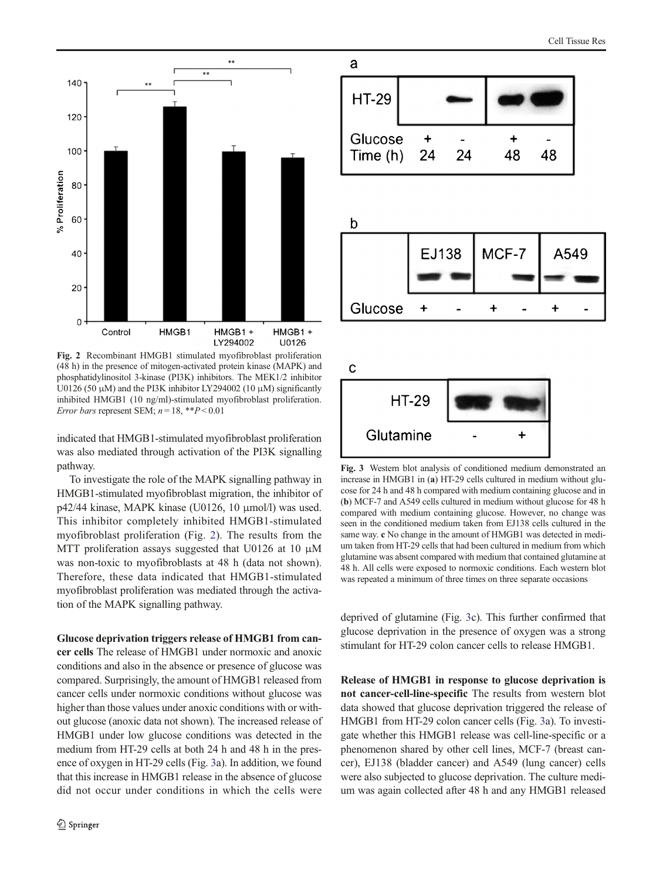Fig. 2 Recombinant HMGB1 stimulated myofibroblast proliferation (48 h) in the presence of mitogen-activated protein kinase (MAPK) and phosphatidylinositol 3-kinase (PI3K) inhibitors. The MEK1/2 inhibitor U0126 (50 μM) and the PI3K inhibitor LY294002 (10 μM) significantly inhibited HMGB1 (10 ng/ml)-stimulated myofibroblast proliferation. *Error bars* represent SEM; $n = 18$, $^{**}P < 0.01$

indicated that HMGB1-stimulated myofibroblast proliferation was also mediated through activation of the PI3K signalling pathway.

To investigate the role of the MAPK signalling pathway in HMGB1-stimulated myofibroblast migration, the inhibitor of p42/44 kinase, MAPK kinase (U0126, 10 μmol/l) was used. This inhibitor completely inhibited HMGB1-stimulated myofibroblast proliferation (Fig. 2). The results from the MTT proliferation assays suggested that U0126 at 10 μM was non-toxic to myofibroblasts at 48 h (data not shown). Therefore, these data indicated that HMGB1-stimulated myofibroblast proliferation was mediated through the activation of the MAPK signalling pathway.

**Glucose deprivation triggers release of HMGB1 from cancer cells** The release of HMGB1 under normoxic and anoxic conditions and also in the absence or presence of glucose was compared. Surprisingly, the amount of HMGB1 released from cancer cells under normoxic conditions without glucose was higher than those values under anoxic conditions with or without glucose (anoxic data not shown). The increased release of HMGB1 under low glucose conditions was detected in the medium from HT-29 cells at both 24 h and 48 h in the presence of oxygen in HT-29 cells (Fig. 3a). In addition, we found that this increase in HMGB1 release in the absence of glucose did not occur under conditions in which the cells were deprived of glutamine (Fig. 3c). This further confirmed that glucose deprivation in the presence of oxygen was a strong stimulant for HT-29 colon cancer cells to release HMGB1.

Fig. 3 Western blot analysis of conditioned medium demonstrated an increase in HMGB1 in (**a**) HT-29 cells cultured in medium without glucose for 24 h and 48 h compared with medium containing glucose and in (**b**) MCF-7 and A549 cells cultured in medium without glucose for 48 h compared with medium containing glucose. However, no change was seen in the conditioned medium taken from EJ138 cells cultured in the same way. **c** No change in the amount of HMGB1 was detected in medium taken from HT-29 cells that had been cultured in medium from which glutamine was absent compared with medium that contained glutamine at 48 h. All cells were exposed to normoxic conditions. Each western blot was repeated a minimum of three times on three separate occasions

**Release of HMGB1 in response to glucose deprivation is not cancer-cell-line-specific** The results from western blot data showed that glucose deprivation triggered the release of HMGB1 from HT-29 colon cancer cells (Fig. 3a). To investigate whether this HMGB1 release was cell-line-specific or a phenomenon shared by other cell lines, MCF-7 (breast cancer), EJ138 (bladder cancer) and A549 (lung cancer) cells were also subjected to glucose deprivation. The culture medium was again collected after 48 h and any HMGB1 released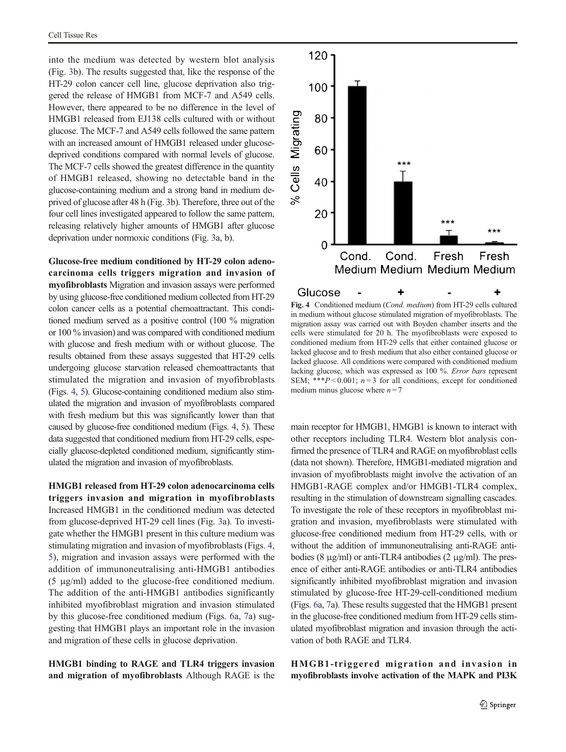into the medium was detected by western blot analysis (Fig. 3b). The results suggested that, like the response of the HT-29 colon cancer cell line, glucose deprivation also triggered the release of HMGB1 from MCF-7 and A549 cells. However, there appeared to be no difference in the level of HMGB1 released from EJ138 cells cultured with or without glucose. The MCF-7 and A549 cells followed the same pattern with an increased amount of HMGB1 released under glucose-deprived conditions compared with normal levels of glucose. The MCF-7 cells showed the greatest difference in the quantity of HMGB1 released, showing no detectable band in the glucose-containing medium and a strong band in medium deprived of glucose after 48 h (Fig. 3b). Therefore, three out of the four cell lines investigated appeared to follow the same pattern, releasing relatively higher amounts of HMGB1 after glucose deprivation under normoxic conditions (Fig. 3a, b).

**Glucose-free medium conditioned by HT-29 colon adenocarcinoma cells triggers migration and invasion of myofibroblasts** Migration and invasion assays were performed by using glucose-free conditioned medium collected from HT-29 colon cancer cells as a potential chemoattractant. This conditioned medium served as a positive control (100 % migration or 100 % invasion) and was compared with conditioned medium with glucose and fresh medium with or without glucose. The results obtained from these assays suggested that HT-29 cells undergoing glucose starvation released chemoattractants that stimulated the migration and invasion of myofibroblasts (Figs. 4, 5). Glucose-containing conditioned medium also stimulated the migration and invasion of myofibroblasts compared with fresh medium but this was significantly lower than that caused by glucose-free conditioned medium (Figs. 4, 5). These data suggested that conditioned medium from HT-29 cells, especially glucose-depleted conditioned medium, significantly stimulated the migration and invasion of myofibroblasts.

**HMGB1 released from HT-29 colon adenocarcinoma cells triggers invasion and migration in myofibroblasts** Increased HMGB1 in the conditioned medium was detected from glucose-deprived HT-29 cell lines (Fig. 3a). To investigate whether the HMGB1 present in this culture medium was stimulating migration and invasion of myofibroblasts (Figs. 4, 5), migration and invasion assays were performed with the addition of immunoneutralising anti-HMGB1 antibodies (5 μg/ml) added to the glucose-free conditioned medium. The addition of the anti-HMGB1 antibodies significantly inhibited myofibroblast migration and invasion stimulated by this glucose-free conditioned medium (Figs. 6a, 7a) suggesting that HMGB1 plays an important role in the invasion and migration of these cells in glucose deprivation.

**HMGB1 binding to RAGE and TLR4 triggers invasion and migration of myofibroblasts** Although RAGE is the main receptor for HMGB1, HMGB1 is known to interact with other receptors including TLR4. Western blot analysis confirmed the presence of TLR4 and RAGE on myofibroblast cells (data not shown). Therefore, HMGB1-mediated migration and invasion of myofibroblasts might involve the activation of an HMGB1-RAGE complex and/or HMGB1-TLR4 complex, resulting in the stimulation of downstream signalling cascades. To investigate the role of these receptors in myofibroblast migration and invasion, myofibroblasts were stimulated with glucose-free conditioned medium from HT-29 cells, with or without the addition of immunoneutralising anti-RAGE antibodies (8 μg/ml) or anti-TLR4 antibodies (2 μg/ml). The presence of either anti-RAGE antibodies or anti-TLR4 antibodies significantly inhibited myofibroblast migration and invasion stimulated by glucose-free HT-29-cell-conditioned medium (Figs. 6a, 7a). These results suggested that the HMGB1 present in the glucose-free conditioned medium from HT-29 cells stimulated myofibroblast migration and invasion through the activation of both RAGE and TLR4.

**Fig. 4** Conditioned medium (*Cond. medium*) from HT-29 cells cultured in medium without glucose stimulated migration of myofibroblasts. The migration assay was carried out with Boyden chamber inserts and the cells were stimulated for 20 h. The myofibroblasts were exposed to conditioned medium from HT-29 cells that either contained glucose or lacked glucose and to fresh medium that also either contained glucose or lacked glucose. All conditions were compared with conditioned medium lacking glucose, which was expressed as 100 %. *Error bars* represent SEM; \*\*\*$P < 0.001$; $n = 3$ for all conditions, except for conditioned medium minus glucose where $n = 7$

**HMGB1-triggered migration and invasion in myofibroblasts involve activation of the MAPK and PI3K**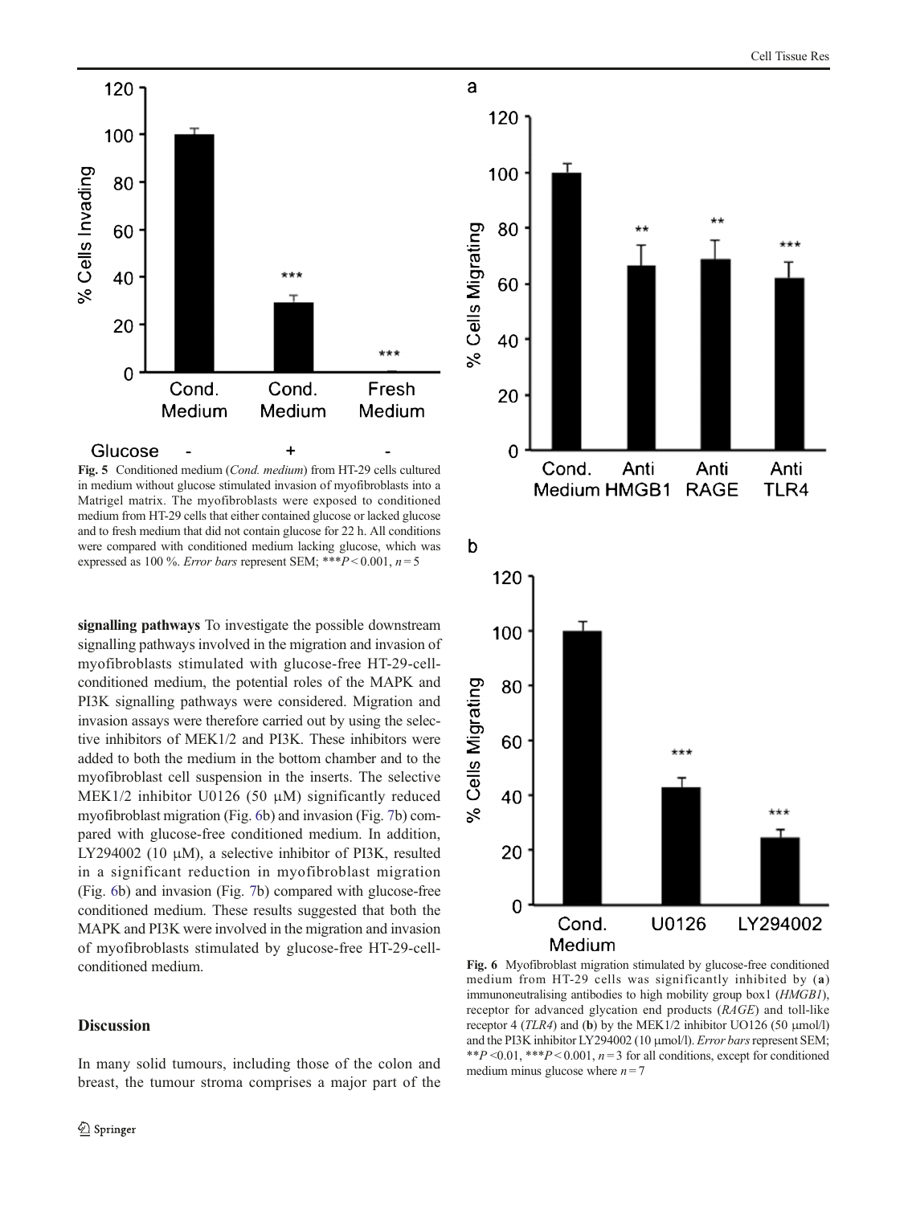Fig. 5 Conditioned medium (*Cond. medium*) from HT-29 cells cultured in medium without glucose stimulated invasion of myofibroblasts into a Matrigel matrix. The myofibroblasts were exposed to conditioned medium from HT-29 cells that either contained glucose or lacked glucose and to fresh medium that did not contain glucose for 22 h. All conditions were compared with conditioned medium lacking glucose, which was expressed as 100 %. *Error bars* represent SEM; ***$P < 0.001$, $n = 5$

**signalling pathways** To investigate the possible downstream signalling pathways involved in the migration and invasion of myofibroblasts stimulated with glucose-free HT-29-cell-conditioned medium, the potential roles of the MAPK and PI3K signalling pathways were considered. Migration and invasion assays were therefore carried out by using the selective inhibitors of MEK1/2 and PI3K. These inhibitors were added to both the medium in the bottom chamber and to the myofibroblast cell suspension in the inserts. The selective MEK1/2 inhibitor U0126 (50 μM) significantly reduced myofibroblast migration (Fig. 6b) and invasion (Fig. 7b) compared with glucose-free conditioned medium. In addition, LY294002 (10 μM), a selective inhibitor of PI3K, resulted in a significant reduction in myofibroblast migration (Fig. 6b) and invasion (Fig. 7b) compared with glucose-free conditioned medium. These results suggested that both the MAPK and PI3K were involved in the migration and invasion of myofibroblasts stimulated by glucose-free HT-29-cell-conditioned medium.

## Discussion

In many solid tumours, including those of the colon and breast, the tumour stroma comprises a major part of the

Fig. 6 Myofibroblast migration stimulated by glucose-free conditioned medium from HT-29 cells was significantly inhibited by (**a**) immunoneutralising antibodies to high mobility group box1 (*HMGB1*), receptor for advanced glycation end products (*RAGE*) and toll-like receptor 4 (*TLR4*) and (**b**) by the MEK1/2 inhibitor UO126 (50 μmol/l) and the PI3K inhibitor LY294002 (10 μmol/l). *Error bars* represent SEM; **$P < 0.01$, ***$P < 0.001$, $n = 3$ for all conditions, except for conditioned medium minus glucose where $n = 7$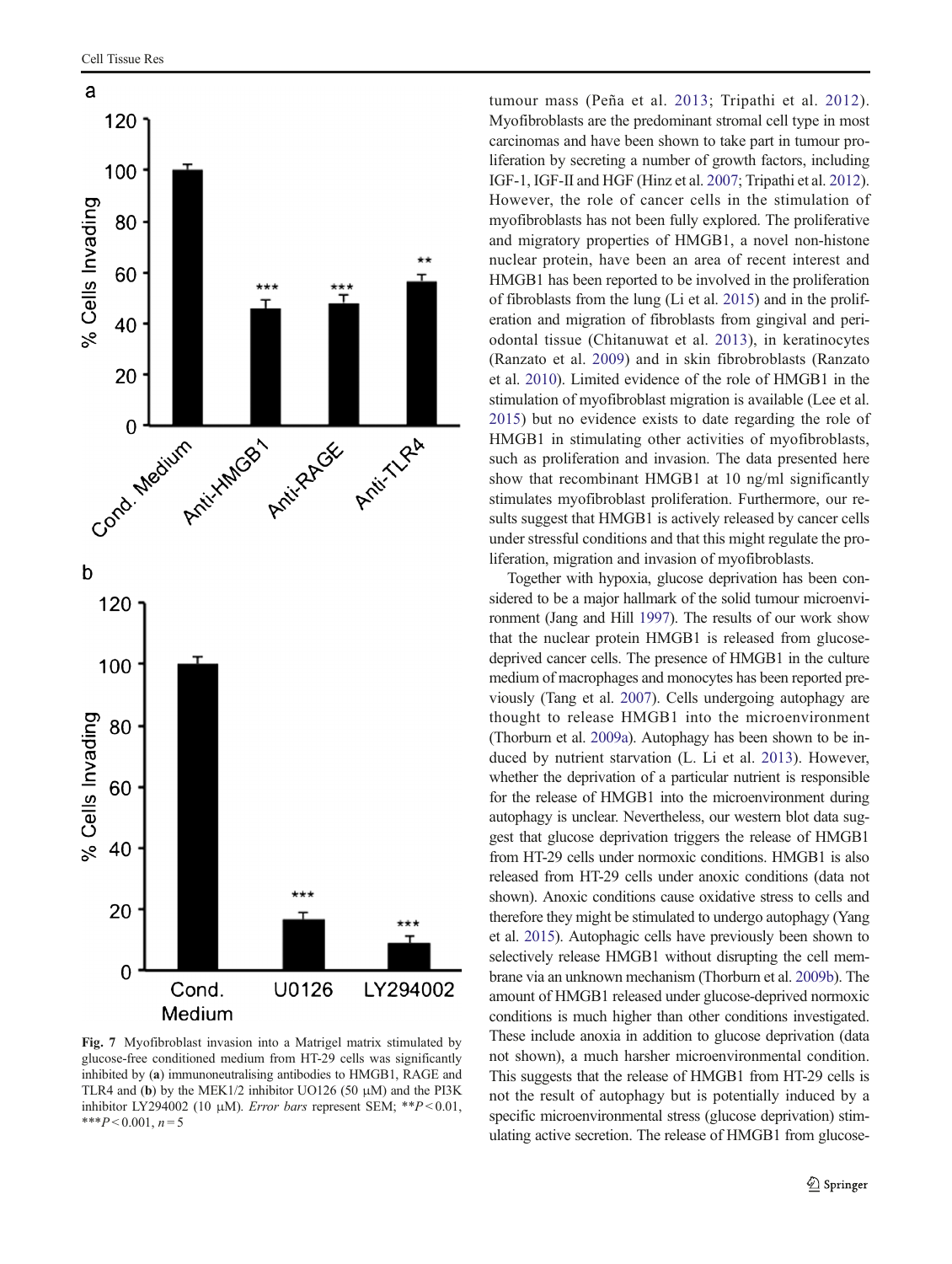Fig. 7 Myofibroblast invasion into a Matrigel matrix stimulated by glucose-free conditioned medium from HT-29 cells was significantly inhibited by (**a**) immunoneutralising antibodies to HMGB1, RAGE and TLR4 and (**b**) by the MEK1/2 inhibitor UO126 (50 μM) and the PI3K inhibitor LY294002 (10 μM). *Error bars* represent SEM; $^{**}P < 0.01$, $^{***}P < 0.001$, $n = 5$

tumour mass (Peña et al. 2013; Tripathi et al. 2012). Myofibroblasts are the predominant stromal cell type in most carcinomas and have been shown to take part in tumour proliferation by secreting a number of growth factors, including IGF-1, IGF-II and HGF (Hinz et al. 2007; Tripathi et al. 2012). However, the role of cancer cells in the stimulation of myofibroblasts has not been fully explored. The proliferative and migratory properties of HMGB1, a novel non-histone nuclear protein, have been an area of recent interest and HMGB1 has been reported to be involved in the proliferation of fibroblasts from the lung (Li et al. 2015) and in the proliferation and migration of fibroblasts from gingival and periodontal tissue (Chitanuwat et al. 2013), in keratinocytes (Ranzato et al. 2009) and in skin fibrobroblasts (Ranzato et al. 2010). Limited evidence of the role of HMGB1 in the stimulation of myofibroblast migration is available (Lee et al. 2015) but no evidence exists to date regarding the role of HMGB1 in stimulating other activities of myofibroblasts, such as proliferation and invasion. The data presented here show that recombinant HMGB1 at 10 ng/ml significantly stimulates myofibroblast proliferation. Furthermore, our results suggest that HMGB1 is actively released by cancer cells under stressful conditions and that this might regulate the proliferation, migration and invasion of myofibroblasts.

Together with hypoxia, glucose deprivation has been considered to be a major hallmark of the solid tumour microenvironment (Jang and Hill 1997). The results of our work show that the nuclear protein HMGB1 is released from glucose-deprived cancer cells. The presence of HMGB1 in the culture medium of macrophages and monocytes has been reported previously (Tang et al. 2007). Cells undergoing autophagy are thought to release HMGB1 into the microenvironment (Thorburn et al. 2009a). Autophagy has been shown to be induced by nutrient starvation (L. Li et al. 2013). However, whether the deprivation of a particular nutrient is responsible for the release of HMGB1 into the microenvironment during autophagy is unclear. Nevertheless, our western blot data suggest that glucose deprivation triggers the release of HMGB1 from HT-29 cells under normoxic conditions. HMGB1 is also released from HT-29 cells under anoxic conditions (data not shown). Anoxic conditions cause oxidative stress to cells and therefore they might be stimulated to undergo autophagy (Yang et al. 2015). Autophagic cells have previously been shown to selectively release HMGB1 without disrupting the cell membrane via an unknown mechanism (Thorburn et al. 2009b). The amount of HMGB1 released under glucose-deprived normoxic conditions is much higher than other conditions investigated. These include anoxia in addition to glucose deprivation (data not shown), a much harsher microenvironmental condition. This suggests that the release of HMGB1 from HT-29 cells is not the result of autophagy but is potentially induced by a specific microenvironmental stress (glucose deprivation) stimulating active secretion. The release of HMGB1 from glucose-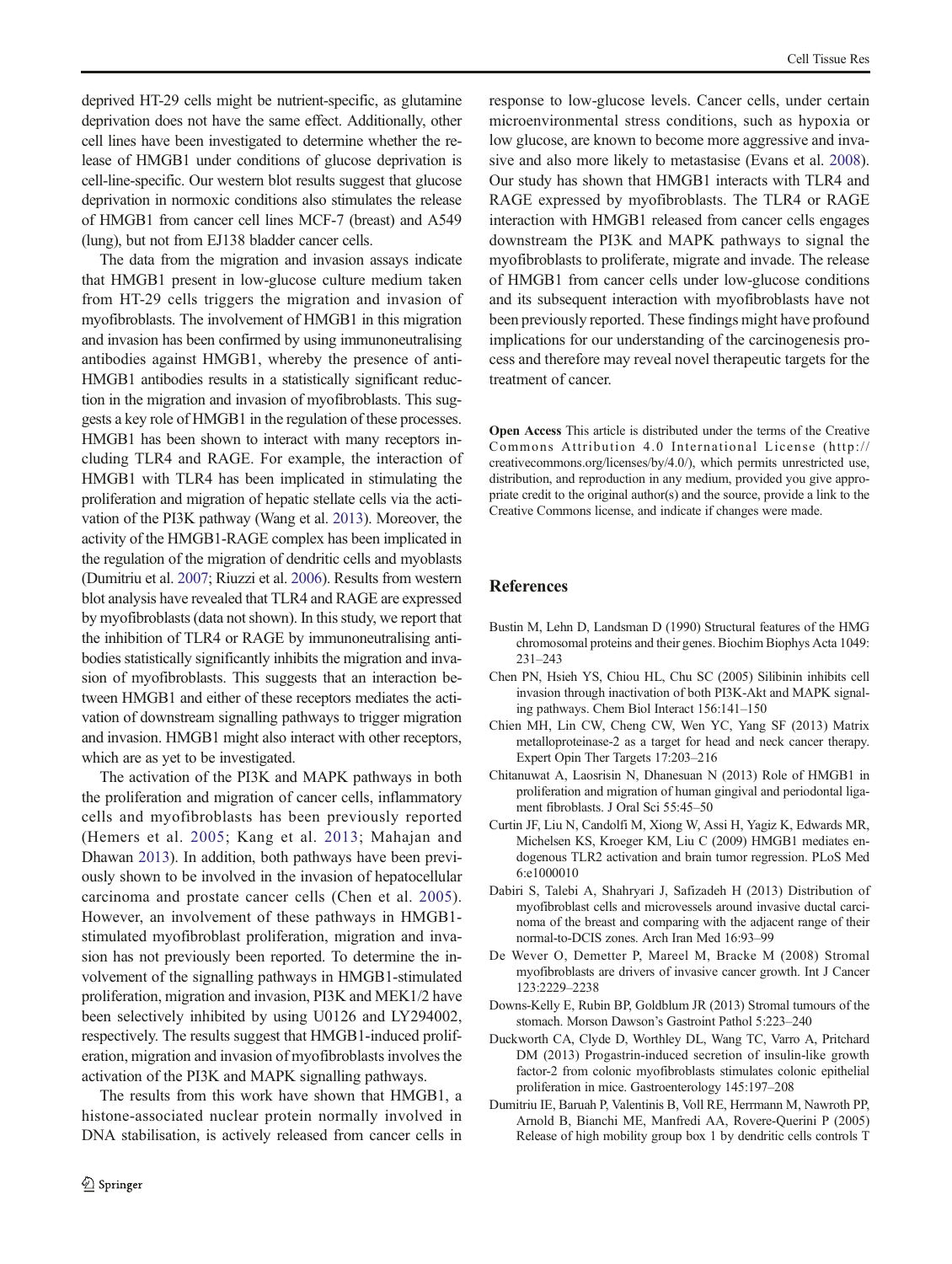deprived HT-29 cells might be nutrient-specific, as glutamine deprivation does not have the same effect. Additionally, other cell lines have been investigated to determine whether the release of HMGB1 under conditions of glucose deprivation is cell-line-specific. Our western blot results suggest that glucose deprivation in normoxic conditions also stimulates the release of HMGB1 from cancer cell lines MCF-7 (breast) and A549 (lung), but not from EJ138 bladder cancer cells.

The data from the migration and invasion assays indicate that HMGB1 present in low-glucose culture medium taken from HT-29 cells triggers the migration and invasion of myofibroblasts. The involvement of HMGB1 in this migration and invasion has been confirmed by using immunoneutralising antibodies against HMGB1, whereby the presence of anti-HMGB1 antibodies results in a statistically significant reduction in the migration and invasion of myofibroblasts. This suggests a key role of HMGB1 in the regulation of these processes. HMGB1 has been shown to interact with many receptors including TLR4 and RAGE. For example, the interaction of HMGB1 with TLR4 has been implicated in stimulating the proliferation and migration of hepatic stellate cells via the activation of the PI3K pathway (Wang et al. 2013). Moreover, the activity of the HMGB1-RAGE complex has been implicated in the regulation of the migration of dendritic cells and myoblasts (Dumitriu et al. 2007; Riuzzi et al. 2006). Results from western blot analysis have revealed that TLR4 and RAGE are expressed by myofibroblasts (data not shown). In this study, we report that the inhibition of TLR4 or RAGE by immunoneutralising antibodies statistically significantly inhibits the migration and invasion of myofibroblasts. This suggests that an interaction between HMGB1 and either of these receptors mediates the activation of downstream signalling pathways to trigger migration and invasion. HMGB1 might also interact with other receptors, which are as yet to be investigated.

The activation of the PI3K and MAPK pathways in both the proliferation and migration of cancer cells, inflammatory cells and myofibroblasts has been previously reported (Hemers et al. 2005; Kang et al. 2013; Mahajan and Dhawan 2013). In addition, both pathways have been previously shown to be involved in the invasion of hepatocellular carcinoma and prostate cancer cells (Chen et al. 2005). However, an involvement of these pathways in HMGB1-stimulated myofibroblast proliferation, migration and invasion has not previously been reported. To determine the involvement of the signalling pathways in HMGB1-stimulated proliferation, migration and invasion, PI3K and MEK1/2 have been selectively inhibited by using U0126 and LY294002, respectively. The results suggest that HMGB1-induced proliferation, migration and invasion of myofibroblasts involves the activation of the PI3K and MAPK signalling pathways.

The results from this work have shown that HMGB1, a histone-associated nuclear protein normally involved in DNA stabilisation, is actively released from cancer cells in response to low-glucose levels. Cancer cells, under certain microenvironmental stress conditions, such as hypoxia or low glucose, are known to become more aggressive and invasive and also more likely to metastasise (Evans et al. 2008). Our study has shown that HMGB1 interacts with TLR4 and RAGE expressed by myofibroblasts. The TLR4 or RAGE interaction with HMGB1 released from cancer cells engages downstream the PI3K and MAPK pathways to signal the myofibroblasts to proliferate, migrate and invade. The release of HMGB1 from cancer cells under low-glucose conditions and its subsequent interaction with myofibroblasts have not been previously reported. These findings might have profound implications for our understanding of the carcinogenesis process and therefore may reveal novel therapeutic targets for the treatment of cancer.

**Open Access** This article is distributed under the terms of the Creative Commons Attribution 4.0 International License (http://creativecommons.org/licenses/by/4.0/), which permits unrestricted use, distribution, and reproduction in any medium, provided you give appropriate credit to the original author(s) and the source, provide a link to the Creative Commons license, and indicate if changes were made.

## References

Bustin M, Lehn D, Landsman D (1990) Structural features of the HMG chromosomal proteins and their genes. Biochim Biophys Acta 1049: 231–243

Chen PN, Hsieh YS, Chiou HL, Chu SC (2005) Silibinin inhibits cell invasion through inactivation of both PI3K-Akt and MAPK signaling pathways. Chem Biol Interact 156:141–150

Chien MH, Lin CW, Cheng CW, Wen YC, Yang SF (2013) Matrix metalloproteinase-2 as a target for head and neck cancer therapy. Expert Opin Ther Targets 17:203–216

Chitanuwat A, Laosrisin N, Dhanesuan N (2013) Role of HMGB1 in proliferation and migration of human gingival and periodontal ligament fibroblasts. J Oral Sci 55:45–50

Curtin JF, Liu N, Candolfi M, Xiong W, Assi H, Yagiz K, Edwards MR, Michelsen KS, Kroeger KM, Liu C (2009) HMGB1 mediates endogenous TLR2 activation and brain tumor regression. PLoS Med 6:e1000010

Dabiri S, Talebi A, Shahryari J, Safizadeh H (2013) Distribution of myofibroblast cells and microvessels around invasive ductal carcinoma of the breast and comparing with the adjacent range of their normal-to-DCIS zones. Arch Iran Med 16:93–99

De Wever O, Demetter P, Mareel M, Bracke M (2008) Stromal myofibroblasts are drivers of invasive cancer growth. Int J Cancer 123:2229–2238

Downs-Kelly E, Rubin BP, Goldblum JR (2013) Stromal tumours of the stomach. Morson Dawson's Gastroint Pathol 5:223–240

Duckworth CA, Clyde D, Worthley DL, Wang TC, Varro A, Pritchard DM (2013) Progastrin-induced secretion of insulin-like growth factor-2 from colonic myofibroblasts stimulates colonic epithelial proliferation in mice. Gastroenterology 145:197–208

Dumitriu IE, Baruah P, Valentinis B, Voll RE, Herrmann M, Nawroth PP, Arnold B, Bianchi ME, Manfredi AA, Rovere-Querini P (2005) Release of high mobility group box 1 by dendritic cells controls T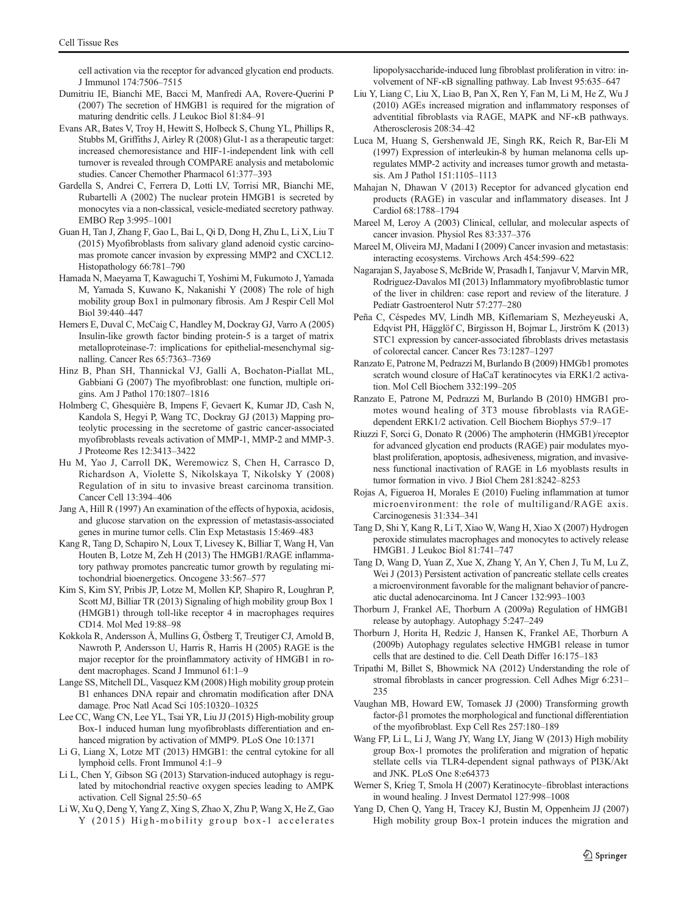cell activation via the receptor for advanced glycation end products. J Immunol 174:7506–7515

Dumitriu IE, Bianchi ME, Bacci M, Manfredi AA, Rovere-Querini P (2007) The secretion of HMGB1 is required for the migration of maturing dendritic cells. J Leukoc Biol 81:84–91

Evans AR, Bates V, Troy H, Hewitt S, Holbeck S, Chung YL, Phillips R, Stubbs M, Griffiths J, Airley R (2008) Glut-1 as a therapeutic target: increased chemoresistance and HIF-1-independent link with cell turnover is revealed through COMPARE analysis and metabolomic studies. Cancer Chemother Pharmacol 61:377–393

Gardella S, Andrei C, Ferrera D, Lotti LV, Torrisi MR, Bianchi ME, Rubartelli A (2002) The nuclear protein HMGB1 is secreted by monocytes via a non-classical, vesicle-mediated secretory pathway. EMBO Rep 3:995–1001

Guan H, Tan J, Zhang F, Gao L, Bai L, Qi D, Dong H, Zhu L, Li X, Liu T (2015) Myofibroblasts from salivary gland adenoid cystic carcinomas promote cancer invasion by expressing MMP2 and CXCL12. Histopathology 66:781–790

Hamada N, Maeyama T, Kawaguchi T, Yoshimi M, Fukumoto J, Yamada M, Yamada S, Kuwano K, Nakanishi Y (2008) The role of high mobility group Box1 in pulmonary fibrosis. Am J Respir Cell Mol Biol 39:440–447

Hemers E, Duval C, McCaig C, Handley M, Dockray GJ, Varro A (2005) Insulin-like growth factor binding protein-5 is a target of matrix metalloproteinase-7: implications for epithelial-mesenchymal signalling. Cancer Res 65:7363–7369

Hinz B, Phan SH, Thannickal VJ, Galli A, Bochaton-Piallat ML, Gabbiani G (2007) The myofibroblast: one function, multiple origins. Am J Pathol 170:1807–1816

Holmberg C, Ghesquière B, Impens F, Gevaert K, Kumar JD, Cash N, Kandola S, Hegyi P, Wang TC, Dockray GJ (2013) Mapping proteolytic processing in the secretome of gastric cancer-associated myofibroblasts reveals activation of MMP-1, MMP-2 and MMP-3. J Proteome Res 12:3413–3422

Hu M, Yao J, Carroll DK, Weremowicz S, Chen H, Carrasco D, Richardson A, Violette S, Nikolskaya T, Nikolsky Y (2008) Regulation of in situ to invasive breast carcinoma transition. Cancer Cell 13:394–406

Jang A, Hill R (1997) An examination of the effects of hypoxia, acidosis, and glucose starvation on the expression of metastasis-associated genes in murine tumor cells. Clin Exp Metastasis 15:469–483

Kang R, Tang D, Schapiro N, Loux T, Livesey K, Billiar T, Wang H, Van Houten B, Lotze M, Zeh H (2013) The HMGB1/RAGE inflammatory pathway promotes pancreatic tumor growth by regulating mitochondrial bioenergetics. Oncogene 33:567–577

Kim S, Kim SY, Pribis JP, Lotze M, Mollen KP, Shapiro R, Loughran P, Scott MJ, Billiar TR (2013) Signaling of high mobility group Box 1 (HMGB1) through toll-like receptor 4 in macrophages requires CD14. Mol Med 19:88–98

Kokkola R, Andersson Å, Mullins G, Östberg T, Treutiger CJ, Arnold B, Nawroth P, Andersson U, Harris R, Harris H (2005) RAGE is the major receptor for the proinflammatory activity of HMGB1 in rodent macrophages. Scand J Immunol 61:1–9

Lange SS, Mitchell DL, Vasquez KM (2008) High mobility group protein B1 enhances DNA repair and chromatin modification after DNA damage. Proc Natl Acad Sci 105:10320–10325

Lee CC, Wang CN, Lee YL, Tsai YR, Liu JJ (2015) High-mobility group Box-1 induced human lung myofibroblasts differentiation and enhanced migration by activation of MMP9. PLoS One 10:1371

Li G, Liang X, Lotze MT (2013) HMGB1: the central cytokine for all lymphoid cells. Front Immunol 4:1–9

Li L, Chen Y, Gibson SG (2013) Starvation-induced autophagy is regulated by mitochondrial reactive oxygen species leading to AMPK activation. Cell Signal 25:50–65

Li W, Xu Q, Deng Y, Yang Z, Xing S, Zhao X, Zhu P, Wang X, He Z, Gao Y (2015) High-mobility group box-1 accelerates lipopolysaccharide-induced lung fibroblast proliferation in vitro: involvement of NF-κB signalling pathway. Lab Invest 95:635–647

Liu Y, Liang C, Liu X, Liao B, Pan X, Ren Y, Fan M, Li M, He Z, Wu J (2010) AGEs increased migration and inflammatory responses of adventitial fibroblasts via RAGE, MAPK and NF-κB pathways. Atherosclerosis 208:34–42

Luca M, Huang S, Gershenwald JE, Singh RK, Reich R, Bar-Eli M (1997) Expression of interleukin-8 by human melanoma cells upregulates MMP-2 activity and increases tumor growth and metastasis. Am J Pathol 151:1105–1113

Mahajan N, Dhawan V (2013) Receptor for advanced glycation end products (RAGE) in vascular and inflammatory diseases. Int J Cardiol 68:1788–1794

Mareel M, Leroy A (2003) Clinical, cellular, and molecular aspects of cancer invasion. Physiol Res 83:337–376

Mareel M, Oliveira MJ, Madani I (2009) Cancer invasion and metastasis: interacting ecosystems. Virchows Arch 454:599–622

Nagarajan S, Jayabose S, McBride W, Prasadh I, Tanjavur V, Marvin MR, Rodriguez-Davalos MI (2013) Inflammatory myofibroblastic tumor of the liver in children: case report and review of the literature. J Pediatr Gastroenterol Nutr 57:277–280

Peña C, Céspedes MV, Lindh MB, Kiflemariam S, Mezheyeuski A, Edqvist PH, Hägglöf C, Birgisson H, Bojmar L, Jirström K (2013) STC1 expression by cancer-associated fibroblasts drives metastasis of colorectal cancer. Cancer Res 73:1287–1297

Ranzato E, Patrone M, Pedrazzi M, Burlando B (2009) HMGb1 promotes scratch wound closure of HaCaT keratinocytes via ERK1/2 activation. Mol Cell Biochem 332:199–205

Ranzato E, Patrone M, Pedrazzi M, Burlando B (2010) HMGB1 promotes wound healing of 3T3 mouse fibroblasts via RAGE-dependent ERK1/2 activation. Cell Biochem Biophys 57:9–17

Riuzzi F, Sorci G, Donato R (2006) The amphoterin (HMGB1)/receptor for advanced glycation end products (RAGE) pair modulates myoblast proliferation, apoptosis, adhesiveness, migration, and invasiveness functional inactivation of RAGE in L6 myoblasts results in tumor formation in vivo. J Biol Chem 281:8242–8253

Rojas A, Figueroa H, Morales E (2010) Fueling inflammation at tumor microenvironment: the role of multiligand/RAGE axis. Carcinogenesis 31:334–341

Tang D, Shi Y, Kang R, Li T, Xiao W, Wang H, Xiao X (2007) Hydrogen peroxide stimulates macrophages and monocytes to actively release HMGB1. J Leukoc Biol 81:741–747

Tang D, Wang D, Yuan Z, Xue X, Zhang Y, An Y, Chen J, Tu M, Lu Z, Wei J (2013) Persistent activation of pancreatic stellate cells creates a microenvironment favorable for the malignant behavior of pancreatic ductal adenocarcinoma. Int J Cancer 132:993–1003

Thorburn J, Frankel AE, Thorburn A (2009a) Regulation of HMGB1 release by autophagy. Autophagy 5:247–249

Thorburn J, Horita H, Redzic J, Hansen K, Frankel AE, Thorburn A (2009b) Autophagy regulates selective HMGB1 release in tumor cells that are destined to die. Cell Death Differ 16:175–183

Tripathi M, Billet S, Bhowmick NA (2012) Understanding the role of stromal fibroblasts in cancer progression. Cell Adhes Migr 6:231–235

Vaughan MB, Howard EW, Tomasek JJ (2000) Transforming growth factor-β1 promotes the morphological and functional differentiation of the myofibroblast. Exp Cell Res 257:180–189

Wang FP, Li L, Li J, Wang JY, Wang LY, Jiang W (2013) High mobility group Box-1 promotes the proliferation and migration of hepatic stellate cells via TLR4-dependent signal pathways of PI3K/Akt and JNK. PLoS One 8:e64373

Werner S, Krieg T, Smola H (2007) Keratinocyte–fibroblast interactions in wound healing. J Invest Dermatol 127:998–1008

Yang D, Chen Q, Yang H, Tracey KJ, Bustin M, Oppenheim JJ (2007) High mobility group Box-1 protein induces the migration and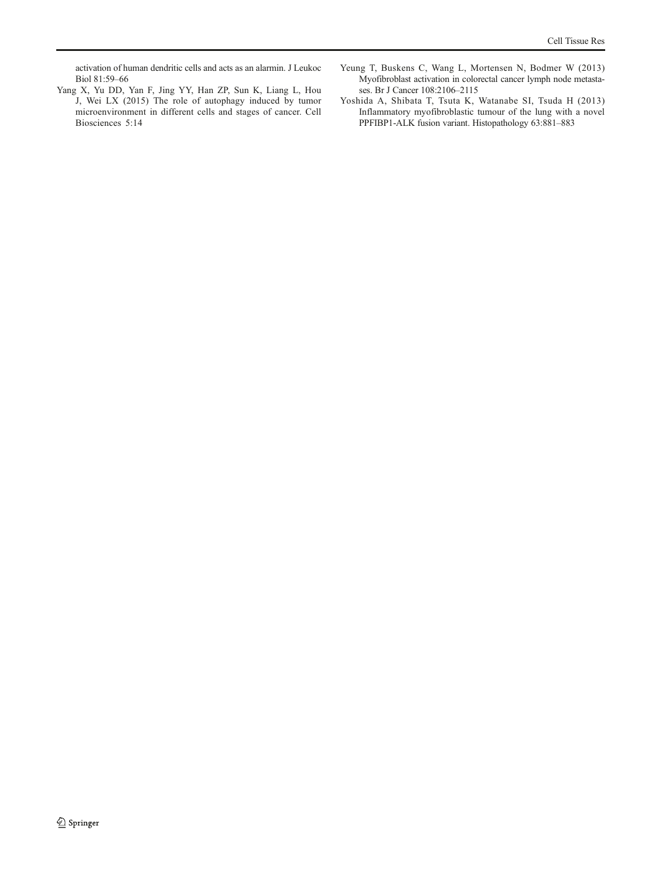activation of human dendritic cells and acts as an alarmin. J Leukoc Biol 81:59–66

Yang X, Yu DD, Yan F, Jing YY, Han ZP, Sun K, Liang L, Hou J, Wei LX (2015) The role of autophagy induced by tumor microenvironment in different cells and stages of cancer. Cell Biosciences 5:14

Yeung T, Buskens C, Wang L, Mortensen N, Bodmer W (2013) Myofibroblast activation in colorectal cancer lymph node metastases. Br J Cancer 108:2106–2115

Yoshida A, Shibata T, Tsuta K, Watanabe SI, Tsuda H (2013) Inflammatory myofibroblastic tumour of the lung with a novel PPFIBP1-ALK fusion variant. Histopathology 63:881–883